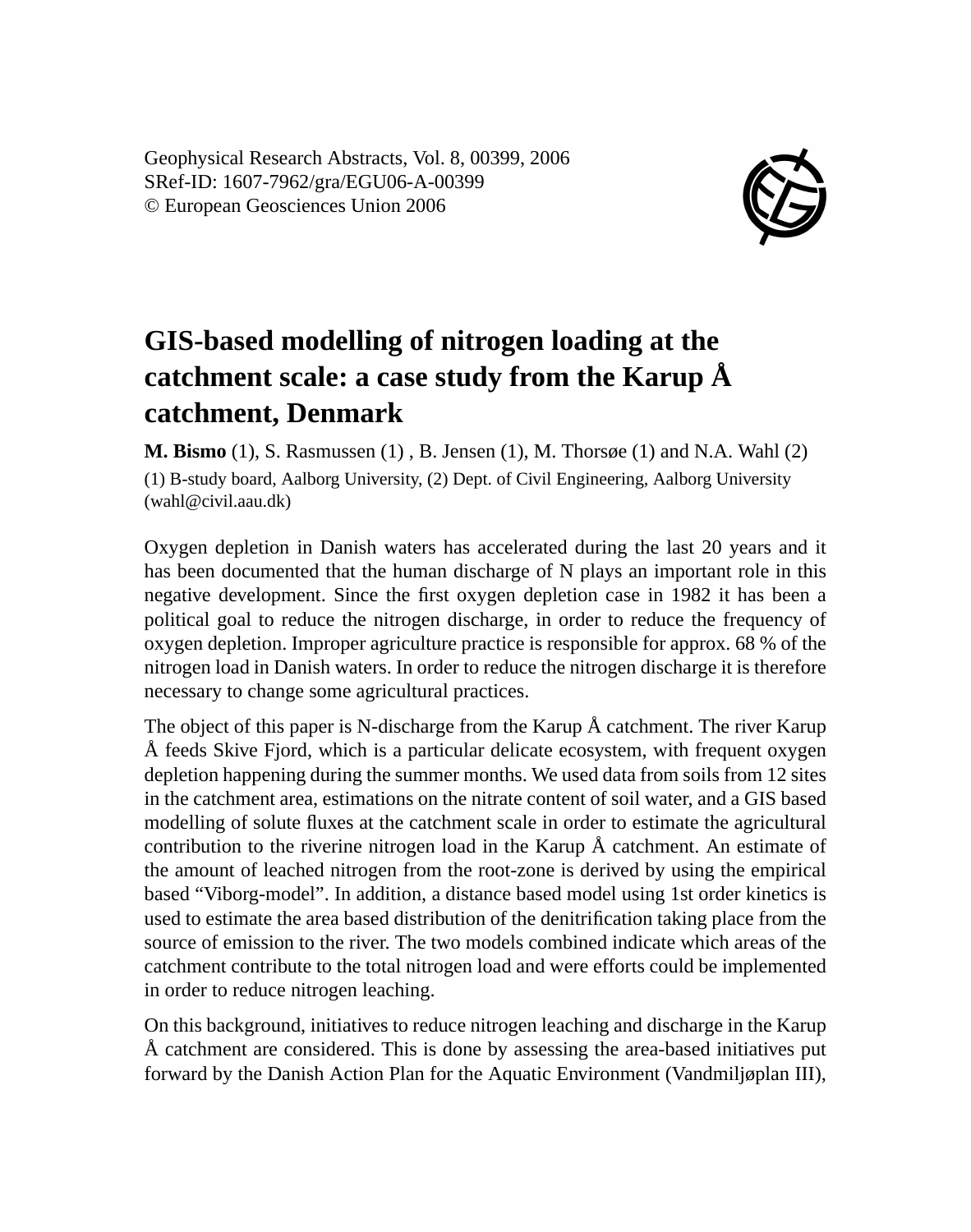Geophysical Research Abstracts, Vol. 8, 00399, 2006
SRef-ID: 1607-7962/gra/EGU06-A-00399
© European Geosciences Union 2006

# GIS-based modelling of nitrogen loading at the catchment scale: a case study from the Karup Å catchment, Denmark

**M. Bismo** (1), S. Rasmussen (1) , B. Jensen (1), M. Thorsøe (1) and N.A. Wahl (2)

(1) B-study board, Aalborg University, (2) Dept. of Civil Engineering, Aalborg University (wahl@civil.aau.dk)

Oxygen depletion in Danish waters has accelerated during the last 20 years and it has been documented that the human discharge of N plays an important role in this negative development. Since the first oxygen depletion case in 1982 it has been a political goal to reduce the nitrogen discharge, in order to reduce the frequency of oxygen depletion. Improper agriculture practice is responsible for approx. 68 % of the nitrogen load in Danish waters. In order to reduce the nitrogen discharge it is therefore necessary to change some agricultural practices.

The object of this paper is N-discharge from the Karup Å catchment. The river Karup Å feeds Skive Fjord, which is a particular delicate ecosystem, with frequent oxygen depletion happening during the summer months. We used data from soils from 12 sites in the catchment area, estimations on the nitrate content of soil water, and a GIS based modelling of solute fluxes at the catchment scale in order to estimate the agricultural contribution to the riverine nitrogen load in the Karup Å catchment. An estimate of the amount of leached nitrogen from the root-zone is derived by using the empirical based "Viborg-model". In addition, a distance based model using 1st order kinetics is used to estimate the area based distribution of the denitrification taking place from the source of emission to the river. The two models combined indicate which areas of the catchment contribute to the total nitrogen load and were efforts could be implemented in order to reduce nitrogen leaching.

On this background, initiatives to reduce nitrogen leaching and discharge in the Karup Å catchment are considered. This is done by assessing the area-based initiatives put forward by the Danish Action Plan for the Aquatic Environment (Vandmiljøplan III),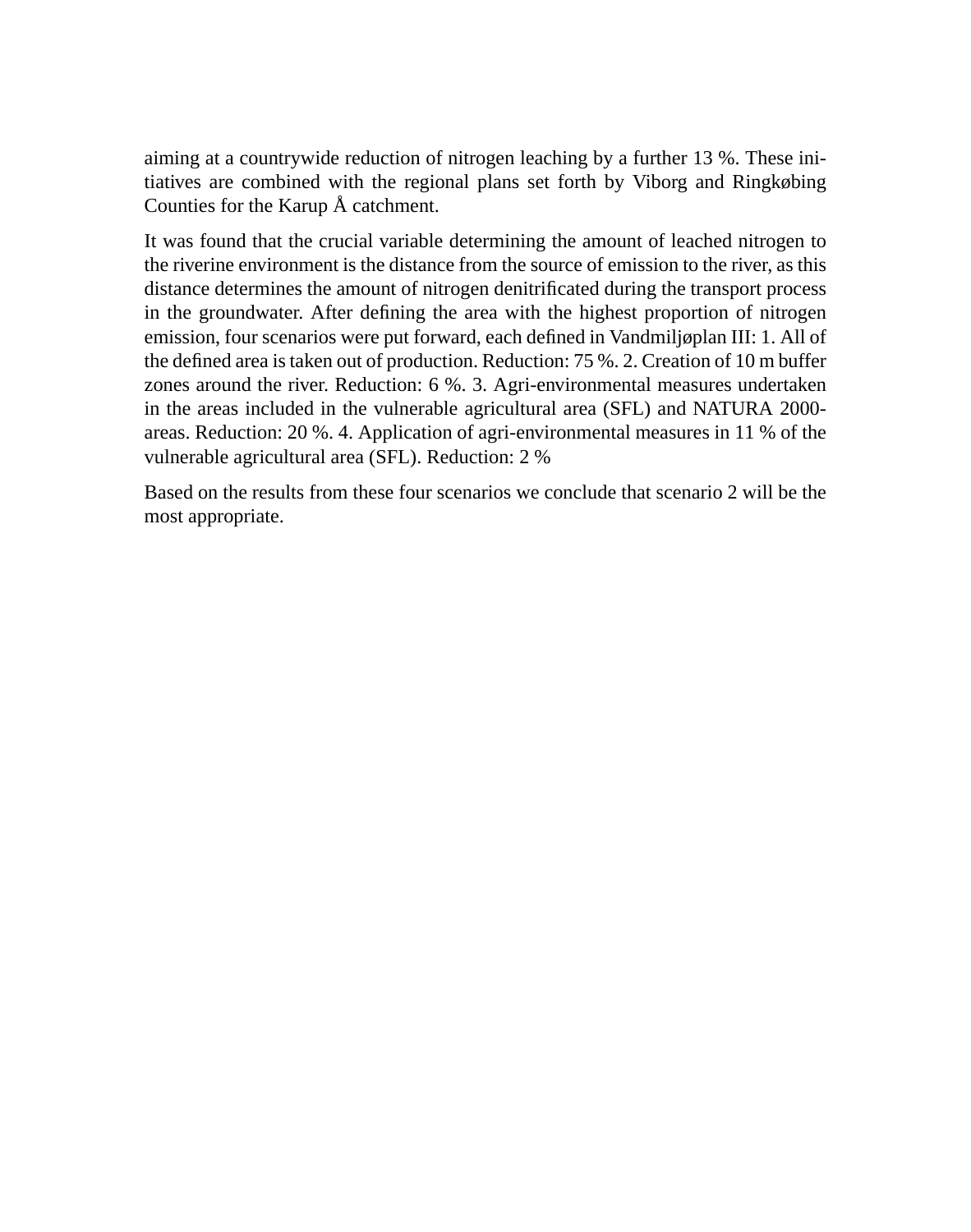aiming at a countrywide reduction of nitrogen leaching by a further 13 %. These initiatives are combined with the regional plans set forth by Viborg and Ringkøbing Counties for the Karup Å catchment.

It was found that the crucial variable determining the amount of leached nitrogen to the riverine environment is the distance from the source of emission to the river, as this distance determines the amount of nitrogen denitrificated during the transport process in the groundwater. After defining the area with the highest proportion of nitrogen emission, four scenarios were put forward, each defined in Vandmiljøplan III: 1. All of the defined area is taken out of production. Reduction: 75 %. 2. Creation of 10 m buffer zones around the river. Reduction: 6 %. 3. Agri-environmental measures undertaken in the areas included in the vulnerable agricultural area (SFL) and NATURA 2000-areas. Reduction: 20 %. 4. Application of agri-environmental measures in 11 % of the vulnerable agricultural area (SFL). Reduction: 2 %

Based on the results from these four scenarios we conclude that scenario 2 will be the most appropriate.